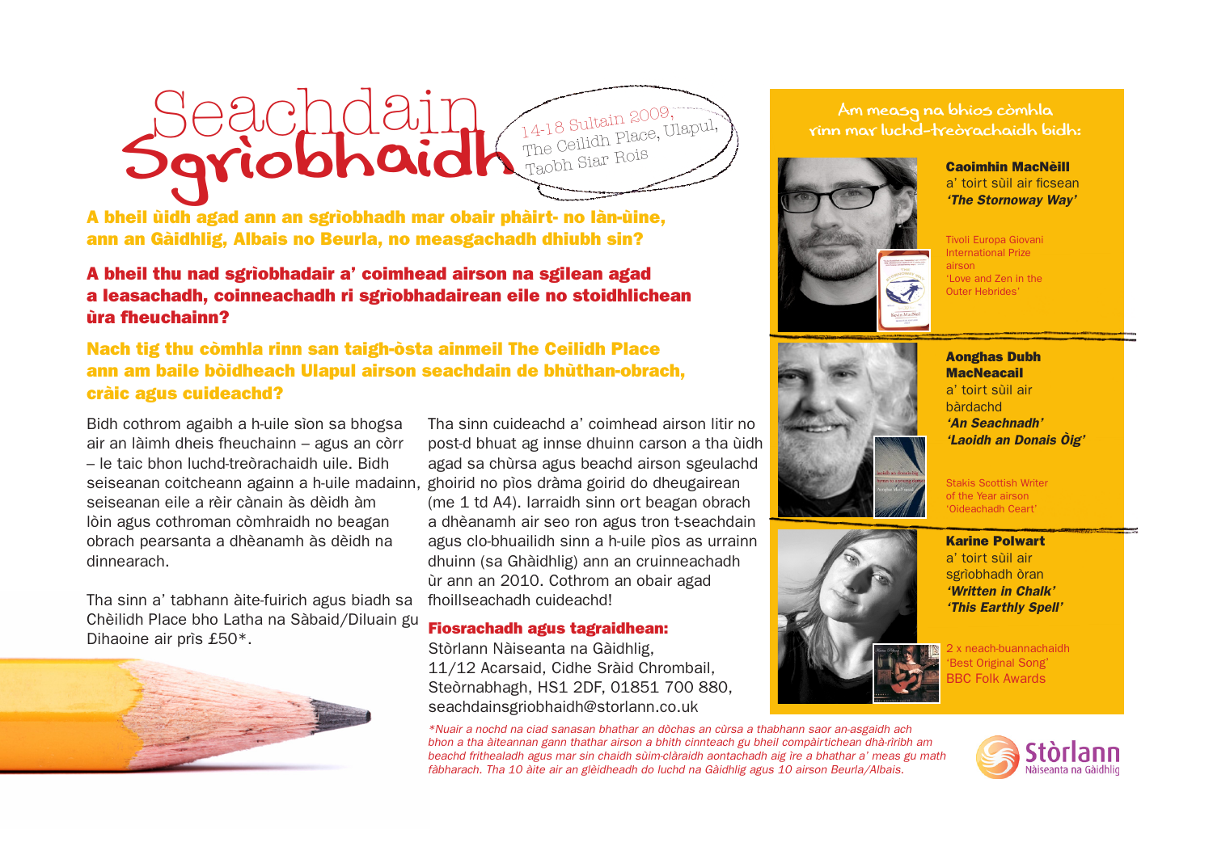# Seachdain Sgrìobhaidh

14-18 Sultain 2009,
The Ceilidh Place, Ulapul,
Taobh Siar Rois

**A bheil ùidh agad ann an sgrìobhadh mar obair phàirt- no làn-ùine, ann an Gàidhlig, Albais no Beurla, no measgachadh dhiubh sin?**

**A bheil thu nad sgrìobhadair a' coimhead airson na sgilean agad a leasachadh, coinneachadh ri sgrìobhadairean eile no stoidhlichean ùra fheuchainn?**

**Nach tig thu còmhla rinn san taigh-òsta ainmeil The Ceilidh Place ann am baile bòidheach Ulapul airson seachdain de bhùthan-obrach, cràic agus cuideachd?**

Bidh cothrom agaibh a h-uile sìon sa bhogsa air an làimh dheis fheuchainn – agus an còrr – le taic bhon luchd-treòrachaidh uile. Bidh seiseanan coitcheann againn a h-uile madainn, seiseanan eile a rèir cànain às dèidh àm lòin agus cothroman còmhraidh no beagan obrach pearsanta a dhèanamh às dèidh na dinnearach.

Tha sinn a' tabhann àite-fuirich agus biadh sa Chèilidh Place bho Latha na Sàbaid/Diluain gu Dihaoine air prìs £50*.

Tha sinn cuideachd a' coimhead airson litir no post-d bhuat ag innse dhuinn carson a tha ùidh agad sa chùrsa agus beachd airson sgeulachd ghoirid no pìos dràma goirid do dheugairean (me 1 td A4). Iarraidh sinn ort beagan obrach a dhèanamh air seo ron agus tron t-seachdain agus clo-bhuailidh sinn a h-uile pìos as urrainn dhuinn (sa Ghàidhlig) ann an cruinneachadh ùr ann an 2010. Cothrom an obair agad fhoillseachadh cuideachd!

### Fiosrachadh agus tagraidhean:

Stòrlann Nàiseanta na Gàidhlig,
11/12 Acarsaid, Cidhe Sràid Chrombail,
Steòrnabhagh, HS1 2DF, 01851 700 880,
seachdainsgriobhaidh@storlann.co.uk

## Am measg na bhios còmhla rinn mar luchd-treòrachaidh bidh:

**Caoimhin MacNèill**
a' toirt sùil air ficsean
***'The Stornoway Way'***

Tivoli Europa Giovani International Prize airson 'Love and Zen in the Outer Hebrides'

**Aonghas Dubh MacNeacail**
a' toirt sùil air bàrdachd
***'An Seachnadh'***
***'Laoidh an Donais Òig'***

Stakis Scottish Writer of the Year airson 'Oideachadh Ceart'

**Karine Polwart**
a' toirt sùil air sgrìobhadh òran
***'Written in Chalk'***
***'This Earthly Spell'***

2 x neach-buannachaidh 'Best Original Song' BBC Folk Awards

*\*Nuair a nochd na ciad sanasan bhathar an dòchas an cùrsa a thabhann saor an-asgaidh ach bhon a tha àiteannan gann thathar airson a bhith cinnteach gu bheil compàirtichean dhà-rìribh am beachd frithealadh agus mar sin chaidh sùim-clàraidh aontachadh aig ìre a bhathar a' meas gu math fàbharach. Tha 10 àite air an glèidheadh do luchd na Gàidhlig agus 10 airson Beurla/Albais.*

Stòrlann Nàiseanta na Gàidhlig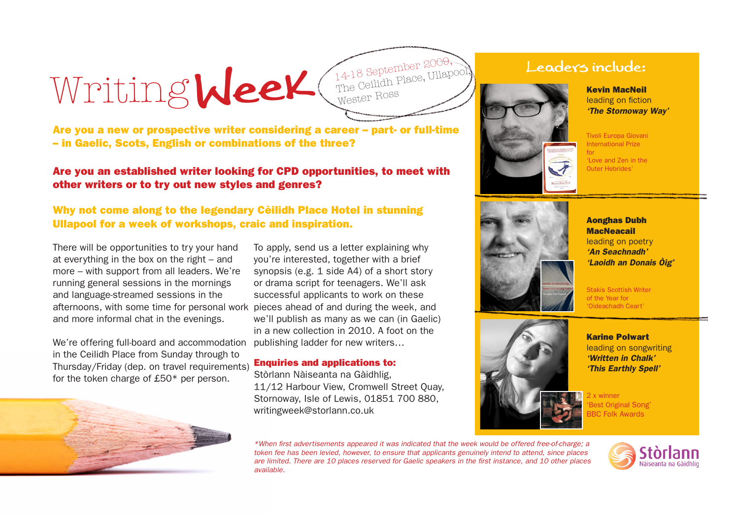# Writing Week

14-18 September 2009, The Ceilidh Place, Ullapool, Wester Ross

**Are you a new or prospective writer considering a career – part- or full-time – in Gaelic, Scots, English or combinations of the three?**

**Are you an established writer looking for CPD opportunities, to meet with other writers or to try out new styles and genres?**

**Why not come along to the legendary Cèilidh Place Hotel in stunning Ullapool for a week of workshops, craic and inspiration.**

There will be opportunities to try your hand at everything in the box on the right – and more – with support from all leaders. We're running general sessions in the mornings and language-streamed sessions in the afternoons, with some time for personal work and more informal chat in the evenings.

We're offering full-board and accommodation in the Ceilidh Place from Sunday through to Thursday/Friday (dep. on travel requirements) for the token charge of £50* per person.

To apply, send us a letter explaining why you're interested, together with a brief synopsis (e.g. 1 side A4) of a short story or drama script for teenagers. We'll ask successful applicants to work on these pieces ahead of and during the week, and we'll publish as many as we can (in Gaelic) in a new collection in 2010. A foot on the publishing ladder for new writers…

**Enquiries and applications to:**
Stòrlann Nàiseanta na Gàidhlig,
11/12 Harbour View, Cromwell Street Quay,
Stornoway, Isle of Lewis, 01851 700 880,
writingweek@storlann.co.uk

## Leaders include:

**Kevin MacNeil**
leading on fiction
***'The Stornoway Way'***

Tivoli Europa Giovani International Prize for 'Love and Zen in the Outer Hebrides'

**Aonghas Dubh MacNeacail**
leading on poetry
***'An Seachnadh'***
***'Laoidh an Donais Òig'***

Stakis Scottish Writer of the Year for 'Oideachadh Ceart'

**Karine Polwart**
leading on songwriting
***'Written in Chalk'***
***'This Earthly Spell'***

2 x winner 'Best Original Song' BBC Folk Awards

*\*When first advertisements appeared it was indicated that the week would be offered free-of-charge; a token fee has been levied, however, to ensure that applicants genuinely intend to attend, since places are limited. There are 10 places reserved for Gaelic speakers in the first instance, and 10 other places available.*

Stòrlann Nàiseanta na Gàidhlig